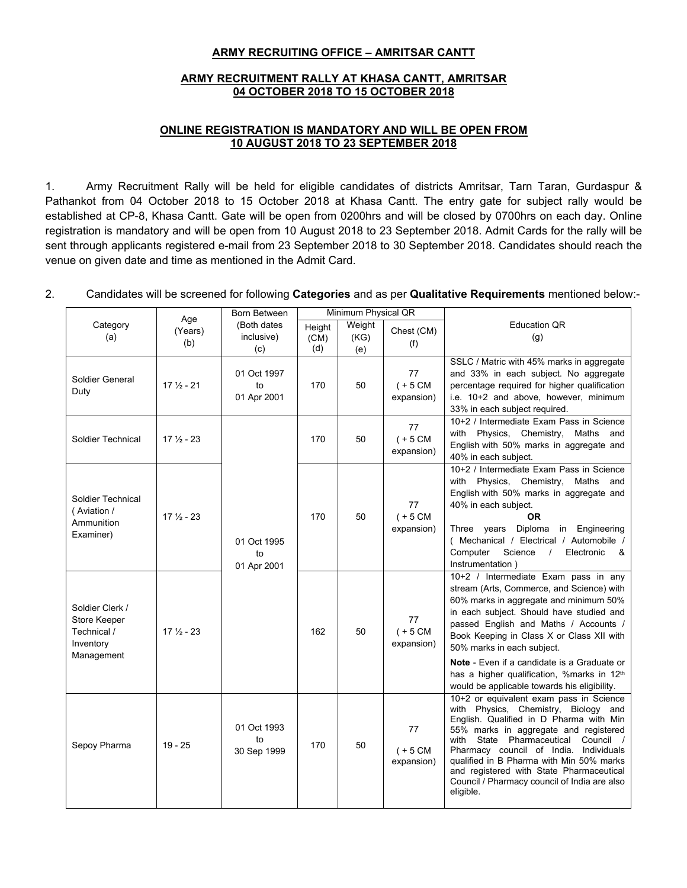**ARMY RECRUITING OFFICE – AMRITSAR CANTT**

**ARMY RECRUITMENT RALLY AT KHASA CANTT, AMRITSAR**
**04 OCTOBER 2018 TO 15 OCTOBER 2018**

**ONLINE REGISTRATION IS MANDATORY AND WILL BE OPEN FROM**
**10 AUGUST 2018 TO 23 SEPTEMBER 2018**

1. Army Recruitment Rally will be held for eligible candidates of districts Amritsar, Tarn Taran, Gurdaspur & Pathankot from 04 October 2018 to 15 October 2018 at Khasa Cantt. The entry gate for subject rally would be established at CP-8, Khasa Cantt. Gate will be open from 0200hrs and will be closed by 0700hrs on each day. Online registration is mandatory and will be open from 10 August 2018 to 23 September 2018. Admit Cards for the rally will be sent through applicants registered e-mail from 23 September 2018 to 30 September 2018. Candidates should reach the venue on given date and time as mentioned in the Admit Card.

2. Candidates will be screened for following **Categories** and as per **Qualitative Requirements** mentioned below:-

| Category (a) | Age (Years) (b) | Born Between (Both dates inclusive) (c) | Minimum Physical QR | | | Education QR (g) |
|---|---|---|---|---|---|---|
| | | | Height (CM) (d) | Weight (KG) (e) | Chest (CM) (f) | |
| Soldier General Duty | 17 ½ - 21 | 01 Oct 1997 to 01 Apr 2001 | 170 | 50 | 77 ( + 5 CM expansion) | SSLC / Matric with 45% marks in aggregate and 33% in each subject. No aggregate percentage required for higher qualification i.e. 10+2 and above, however, minimum 33% in each subject required. |
| Soldier Technical | 17 ½ - 23 | 01 Oct 1995 to 01 Apr 2001 | 170 | 50 | 77 ( + 5 CM expansion) | 10+2 / Intermediate Exam Pass in Science with Physics, Chemistry, Maths and English with 50% marks in aggregate and 40% in each subject. |
| Soldier Technical ( Aviation / Ammunition Examiner) | 17 ½ - 23 | 01 Oct 1995 to 01 Apr 2001 | 170 | 50 | 77 ( + 5 CM expansion) | 10+2 / Intermediate Exam Pass in Science with Physics, Chemistry, Maths and English with 50% marks in aggregate and 40% in each subject. **OR** Three years Diploma in Engineering ( Mechanical / Electrical / Automobile / Computer Science / Electronic & Instrumentation ) |
| Soldier Clerk / Store Keeper Technical / Inventory Management | 17 ½ - 23 | 01 Oct 1995 to 01 Apr 2001 | 162 | 50 | 77 ( + 5 CM expansion) | 10+2 / Intermediate Exam pass in any stream (Arts, Commerce, and Science) with 60% marks in aggregate and minimum 50% in each subject. Should have studied and passed English and Maths / Accounts / Book Keeping in Class X or Class XII with 50% marks in each subject. **Note** - Even if a candidate is a Graduate or has a higher qualification, %marks in 12th would be applicable towards his eligibility. |
| Sepoy Pharma | 19 - 25 | 01 Oct 1993 to 30 Sep 1999 | 170 | 50 | 77 ( + 5 CM expansion) | 10+2 or equivalent exam pass in Science with Physics, Chemistry, Biology and English. Qualified in D Pharma with Min 55% marks in aggregate and registered with State Pharmaceutical Council / Pharmacy council of India. Individuals qualified in B Pharma with Min 50% marks and registered with State Pharmaceutical Council / Pharmacy council of India are also eligible. |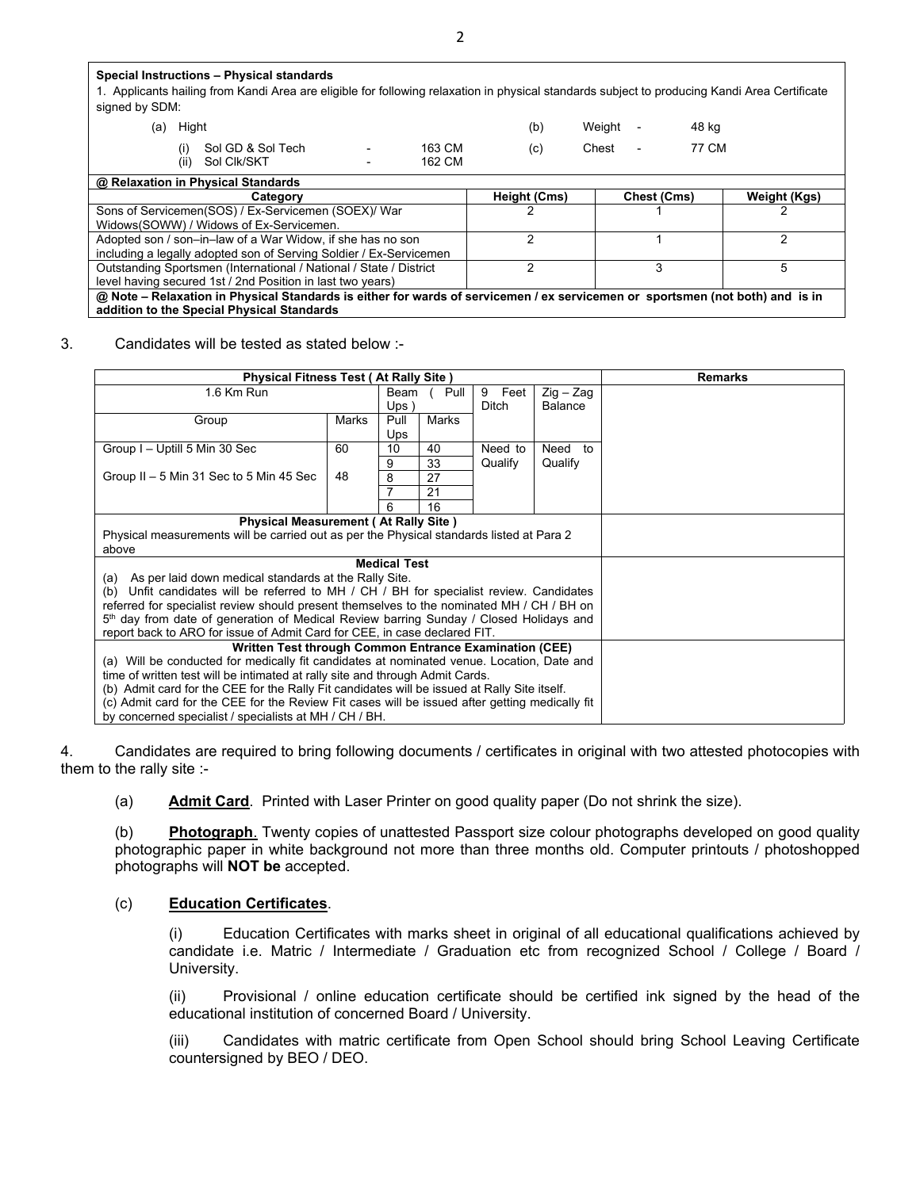**Special Instructions – Physical standards**

1. Applicants hailing from Kandi Area are eligible for following relaxation in physical standards subject to producing Kandi Area Certificate signed by SDM:

(a) Hight

- (i) Sol GD & Sol Tech - 163 CM
- (ii) Sol Clk/SKT - 162 CM

(b) Weight - 48 kg

(c) Chest - 77 CM

**@ Relaxation in Physical Standards**

| Category | Height (Cms) | Chest (Cms) | Weight (Kgs) |
|---|---|---|---|
| Sons of Servicemen(SOS) / Ex-Servicemen (SOEX)/ War Widows(SOWW) / Widows of Ex-Servicemen. | 2 | 1 | 2 |
| Adopted son / son–in–law of a War Widow, if she has no son including a legally adopted son of Serving Soldier / Ex-Servicemen | 2 | 1 | 2 |
| Outstanding Sportsmen (International / National / State / District level having secured 1st / 2nd Position in last two years) | 2 | 3 | 5 |

**@ Note – Relaxation in Physical Standards is either for wards of servicemen / ex servicemen or sportsmen (not both) and is in addition to the Special Physical Standards**

3. Candidates will be tested as stated below :-

| Physical Fitness Test ( At Rally Site ) | | | | | | Remarks |
|---|---|---|---|---|---|---|
| 1.6 Km Run | | Beam ( Pull Ups ) | | 9 Feet Ditch | Zig – Zag Balance | |
| Group | Marks | Pull Ups | Marks | | | |
| Group I – Uptill 5 Min 30 Sec | 60 | 10 | 40 | Need to Qualify | Need to Qualify | |
| | | 9 | 33 | | | |
| Group II – 5 Min 31 Sec to 5 Min 45 Sec | 48 | 8 | 27 | | | |
| | | 7 | 21 | | | |
| | | 6 | 16 | | | |
| **Physical Measurement ( At Rally Site )**<br>Physical measurements will be carried out as per the Physical standards listed at Para 2 above | | | | | | |
| **Medical Test**<br>(a) As per laid down medical standards at the Rally Site.<br>(b) Unfit candidates will be referred to MH / CH / BH for specialist review. Candidates referred for specialist review should present themselves to the nominated MH / CH / BH on 5th day from date of generation of Medical Review barring Sunday / Closed Holidays and report back to ARO for issue of Admit Card for CEE, in case declared FIT. | | | | | | |
| **Written Test through Common Entrance Examination (CEE)**<br>(a) Will be conducted for medically fit candidates at nominated venue. Location, Date and time of written test will be intimated at rally site and through Admit Cards.<br>(b) Admit card for the CEE for the Rally Fit candidates will be issued at Rally Site itself.<br>(c) Admit card for the CEE for the Review Fit cases will be issued after getting medically fit by concerned specialist / specialists at MH / CH / BH. | | | | | | |

4. Candidates are required to bring following documents / certificates in original with two attested photocopies with them to the rally site :-

(a) **Admit Card**. Printed with Laser Printer on good quality paper (Do not shrink the size).

(b) **Photograph**. Twenty copies of unattested Passport size colour photographs developed on good quality photographic paper in white background not more than three months old. Computer printouts / photoshopped photographs will **NOT be** accepted.

(c) **Education Certificates**.

(i) Education Certificates with marks sheet in original of all educational qualifications achieved by candidate i.e. Matric / Intermediate / Graduation etc from recognized School / College / Board / University.

(ii) Provisional / online education certificate should be certified ink signed by the head of the educational institution of concerned Board / University.

(iii) Candidates with matric certificate from Open School should bring School Leaving Certificate countersigned by BEO / DEO.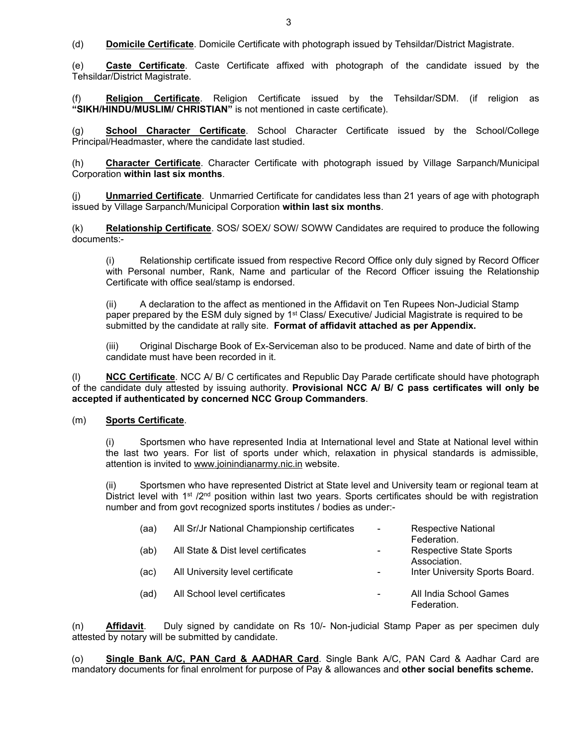(d) **Domicile Certificate**. Domicile Certificate with photograph issued by Tehsildar/District Magistrate.

(e) **Caste Certificate**. Caste Certificate affixed with photograph of the candidate issued by the Tehsildar/District Magistrate.

(f) **Religion Certificate**. Religion Certificate issued by the Tehsildar/SDM. (if religion as **"SIKH/HINDU/MUSLIM/ CHRISTIAN"** is not mentioned in caste certificate).

(g) **School Character Certificate**. School Character Certificate issued by the School/College Principal/Headmaster, where the candidate last studied.

(h) **Character Certificate**. Character Certificate with photograph issued by Village Sarpanch/Municipal Corporation **within last six months**.

(j) **Unmarried Certificate**. Unmarried Certificate for candidates less than 21 years of age with photograph issued by Village Sarpanch/Municipal Corporation **within last six months**.

(k) **Relationship Certificate**. SOS/ SOEX/ SOW/ SOWW Candidates are required to produce the following documents:-

> (i) Relationship certificate issued from respective Record Office only duly signed by Record Officer with Personal number, Rank, Name and particular of the Record Officer issuing the Relationship Certificate with office seal/stamp is endorsed.
>
> (ii) A declaration to the affect as mentioned in the Affidavit on Ten Rupees Non-Judicial Stamp paper prepared by the ESM duly signed by 1st Class/ Executive/ Judicial Magistrate is required to be submitted by the candidate at rally site. **Format of affidavit attached as per Appendix.**
>
> (iii) Original Discharge Book of Ex-Serviceman also to be produced. Name and date of birth of the candidate must have been recorded in it.

(l) **NCC Certificate**. NCC A/ B/ C certificates and Republic Day Parade certificate should have photograph of the candidate duly attested by issuing authority. **Provisional NCC A/ B/ C pass certificates will only be accepted if authenticated by concerned NCC Group Commanders**.

(m) **Sports Certificate**.

> (i) Sportsmen who have represented India at International level and State at National level within the last two years. For list of sports under which, relaxation in physical standards is admissible, attention is invited to www.joinindianarmy.nic.in website.
>
> (ii) Sportsmen who have represented District at State level and University team or regional team at District level with 1st /2nd position within last two years. Sports certificates should be with registration number and from govt recognized sports institutes / bodies as under:-

| | | | |
|---|---|---|---|
| (aa) | All Sr/Jr National Championship certificates | - | Respective National Federation. |
| (ab) | All State & Dist level certificates | - | Respective State Sports Association. |
| (ac) | All University level certificate | - | Inter University Sports Board. |
| (ad) | All School level certificates | - | All India School Games Federation. |

(n) **Affidavit**. Duly signed by candidate on Rs 10/- Non-judicial Stamp Paper as per specimen duly attested by notary will be submitted by candidate.

(o) **Single Bank A/C, PAN Card & AADHAR Card**. Single Bank A/C, PAN Card & Aadhar Card are mandatory documents for final enrolment for purpose of Pay & allowances and **other social benefits scheme.**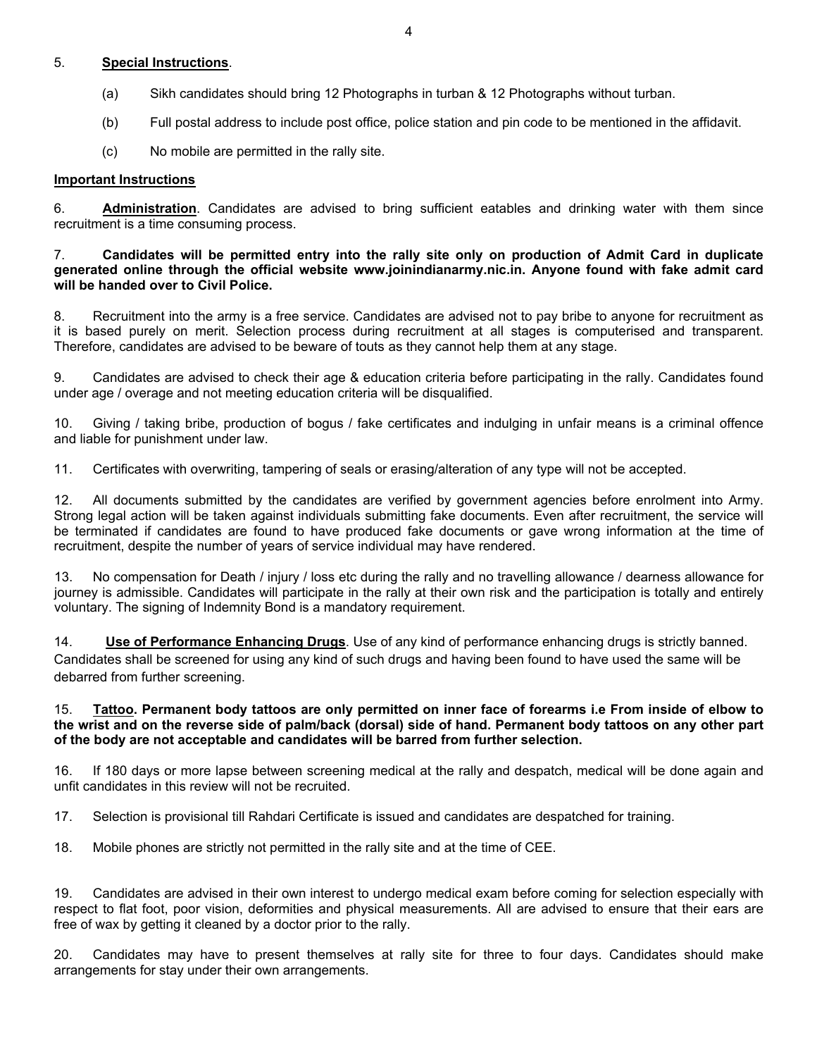5. **Special Instructions**.

(a) Sikh candidates should bring 12 Photographs in turban & 12 Photographs without turban.

(b) Full postal address to include post office, police station and pin code to be mentioned in the affidavit.

(c) No mobile are permitted in the rally site.

**Important Instructions**

6. **Administration**. Candidates are advised to bring sufficient eatables and drinking water with them since recruitment is a time consuming process.

7. **Candidates will be permitted entry into the rally site only on production of Admit Card in duplicate generated online through the official website www.joinindianarmy.nic.in. Anyone found with fake admit card will be handed over to Civil Police.**

8. Recruitment into the army is a free service. Candidates are advised not to pay bribe to anyone for recruitment as it is based purely on merit. Selection process during recruitment at all stages is computerised and transparent. Therefore, candidates are advised to be beware of touts as they cannot help them at any stage.

9. Candidates are advised to check their age & education criteria before participating in the rally. Candidates found under age / overage and not meeting education criteria will be disqualified.

10. Giving / taking bribe, production of bogus / fake certificates and indulging in unfair means is a criminal offence and liable for punishment under law.

11. Certificates with overwriting, tampering of seals or erasing/alteration of any type will not be accepted.

12. All documents submitted by the candidates are verified by government agencies before enrolment into Army. Strong legal action will be taken against individuals submitting fake documents. Even after recruitment, the service will be terminated if candidates are found to have produced fake documents or gave wrong information at the time of recruitment, despite the number of years of service individual may have rendered.

13. No compensation for Death / injury / loss etc during the rally and no travelling allowance / dearness allowance for journey is admissible. Candidates will participate in the rally at their own risk and the participation is totally and entirely voluntary. The signing of Indemnity Bond is a mandatory requirement.

14. **Use of Performance Enhancing Drugs**. Use of any kind of performance enhancing drugs is strictly banned. Candidates shall be screened for using any kind of such drugs and having been found to have used the same will be debarred from further screening.

15. **Tattoo. Permanent body tattoos are only permitted on inner face of forearms i.e From inside of elbow to the wrist and on the reverse side of palm/back (dorsal) side of hand. Permanent body tattoos on any other part of the body are not acceptable and candidates will be barred from further selection.**

16. If 180 days or more lapse between screening medical at the rally and despatch, medical will be done again and unfit candidates in this review will not be recruited.

17. Selection is provisional till Rahdari Certificate is issued and candidates are despatched for training.

18. Mobile phones are strictly not permitted in the rally site and at the time of CEE.

19. Candidates are advised in their own interest to undergo medical exam before coming for selection especially with respect to flat foot, poor vision, deformities and physical measurements. All are advised to ensure that their ears are free of wax by getting it cleaned by a doctor prior to the rally.

20. Candidates may have to present themselves at rally site for three to four days. Candidates should make arrangements for stay under their own arrangements.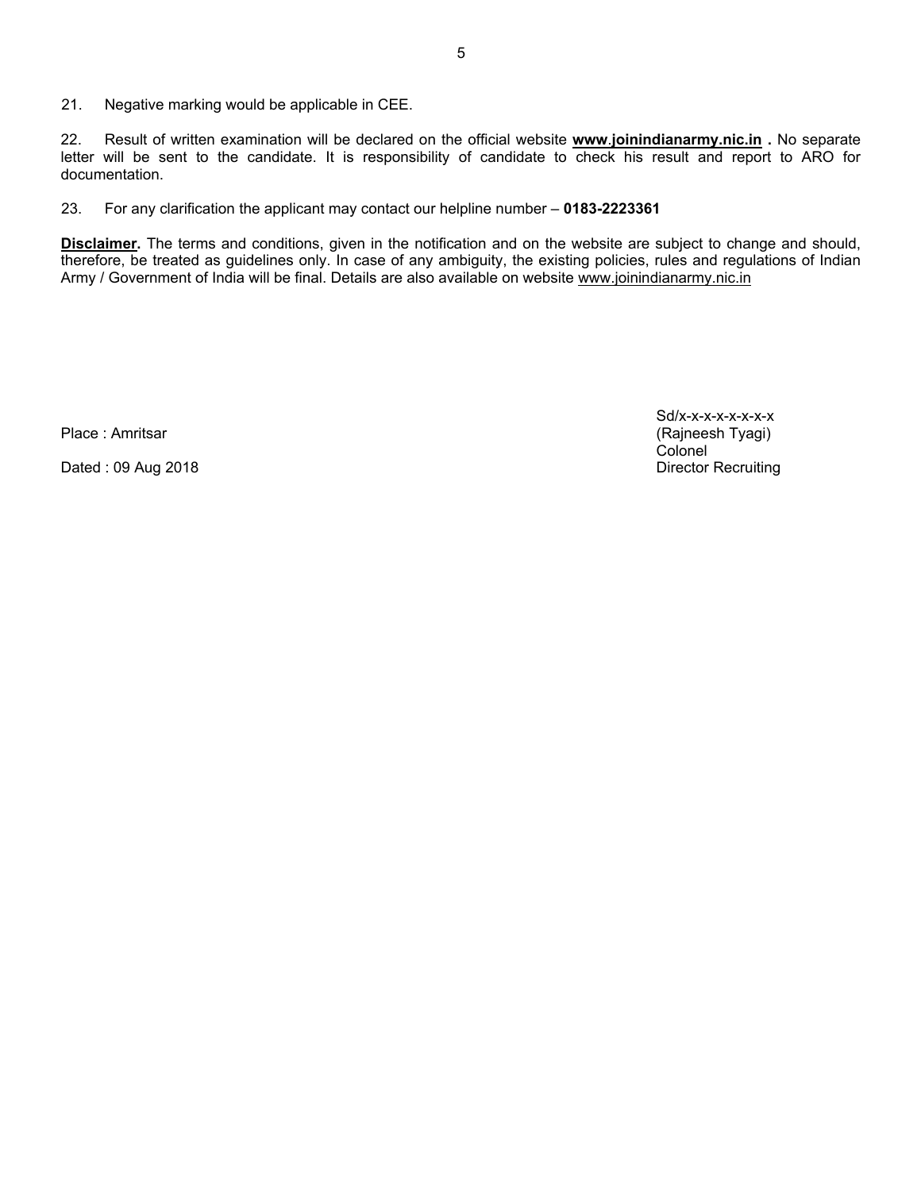21. Negative marking would be applicable in CEE.

22. Result of written examination will be declared on the official website **www.joinindianarmy.nic.in .** No separate letter will be sent to the candidate. It is responsibility of candidate to check his result and report to ARO for documentation.

23. For any clarification the applicant may contact our helpline number – **0183-2223361**

**Disclaimer.** The terms and conditions, given in the notification and on the website are subject to change and should, therefore, be treated as guidelines only. In case of any ambiguity, the existing policies, rules and regulations of Indian Army / Government of India will be final. Details are also available on website www.joinindianarmy.nic.in

Sd/x-x-x-x-x-x-x-x
(Rajneesh Tyagi)
Colonel
Director Recruiting

Place : Amritsar

Dated : 09 Aug 2018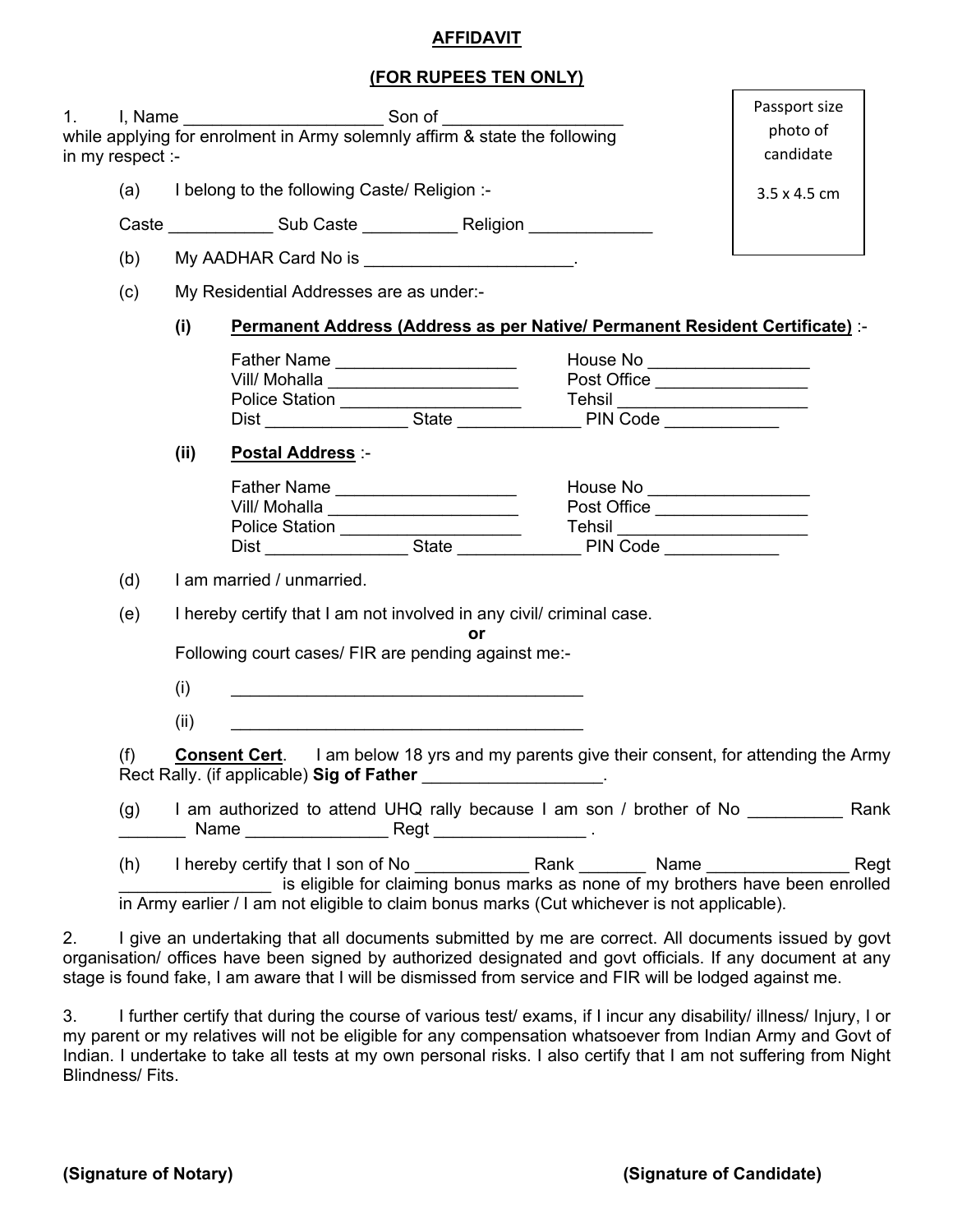# AFFIDAVIT

## (FOR RUPEES TEN ONLY)

Passport size photo of candidate

3.5 x 4.5 cm

1. I, Name ____________________ Son of __________________ while applying for enrolment in Army solemnly affirm & state the following in my respect :-

(a) I belong to the following Caste/ Religion :-

Caste __________ Sub Caste __________ Religion ____________

(b) My AADHAR Card No is _____________________.

(c) My Residential Addresses are as under:-

**(i)** **Permanent Address (Address as per Native/ Permanent Resident Certificate)** :-

Father Name __________________ House No ________________
Vill/ Mohalla ___________________ Post Office ________________
Police Station __________________ Tehsil ____________________
Dist ______________ State ____________ PIN Code ___________

**(ii)** **Postal Address** :-

Father Name __________________ House No ________________
Vill/ Mohalla ___________________ Post Office ________________
Police Station __________________ Tehsil ____________________
Dist ______________ State ____________ PIN Code ___________

(d) I am married / unmarried.

(e) I hereby certify that I am not involved in any civil/ criminal case.

**or**

Following court cases/ FIR are pending against me:-

(i) ____________________________________

(ii) ____________________________________

(f) **Consent Cert**. I am below 18 yrs and my parents give their consent, for attending the Army Rect Rally. (if applicable) **Sig of Father** __________________.

(g) I am authorized to attend UHQ rally because I am son / brother of No __________ Rank _______ Name ______________ Regt _______________ .

(h) I hereby certify that I son of No ___________ Rank _______ Name ______________ Regt _______________ is eligible for claiming bonus marks as none of my brothers have been enrolled in Army earlier / I am not eligible to claim bonus marks (Cut whichever is not applicable).

2. I give an undertaking that all documents submitted by me are correct. All documents issued by govt organisation/ offices have been signed by authorized designated and govt officials. If any document at any stage is found fake, I am aware that I will be dismissed from service and FIR will be lodged against me.

3. I further certify that during the course of various test/ exams, if I incur any disability/ illness/ Injury, I or my parent or my relatives will not be eligible for any compensation whatsoever from Indian Army and Govt of Indian. I undertake to take all tests at my own personal risks. I also certify that I am not suffering from Night Blindness/ Fits.

**(Signature of Notary)** **(Signature of Candidate)**